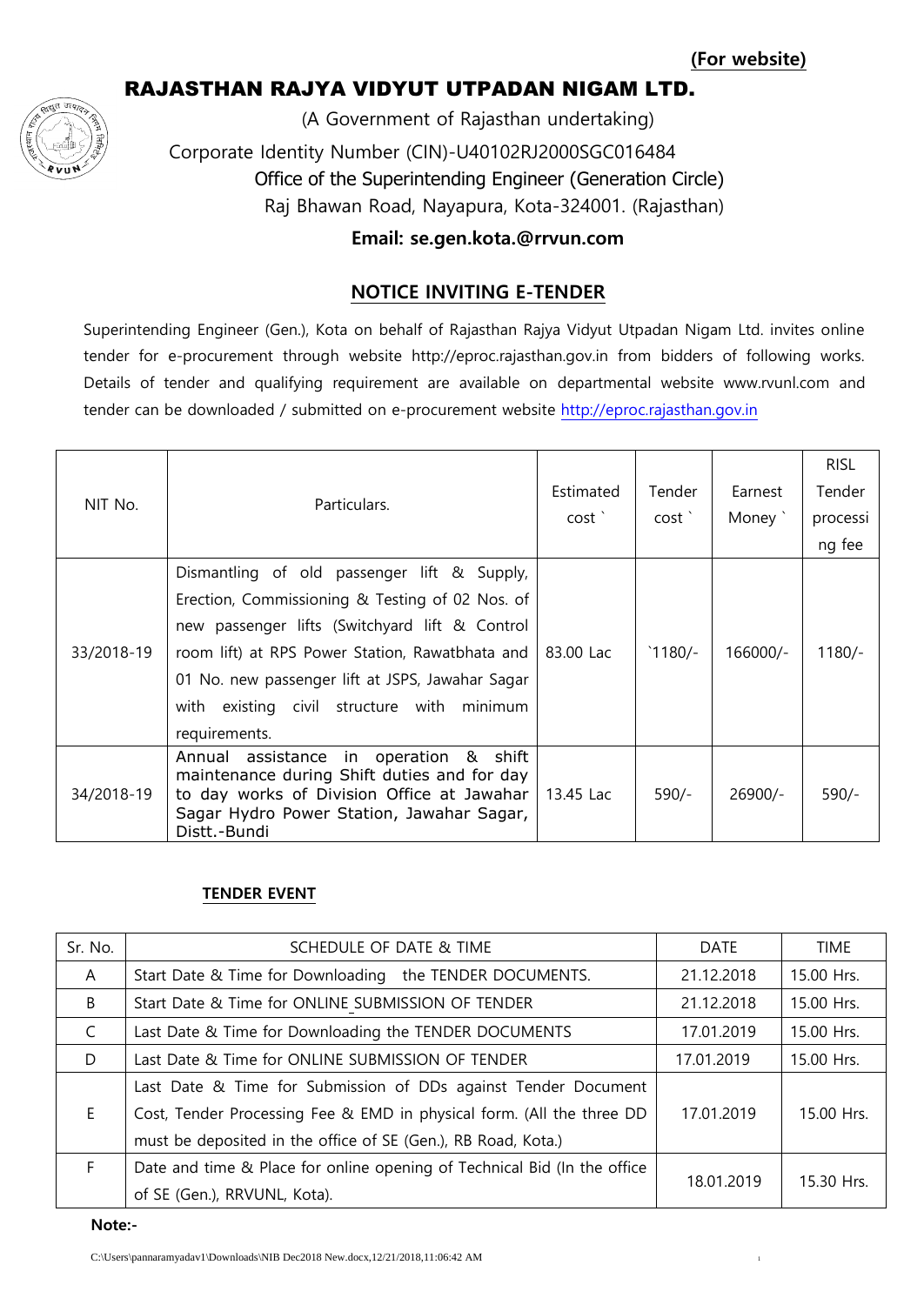**(For website)**

# RAJASTHAN RAJYA VIDYUT UTPADAN NIGAM LTD.

(A Government of Rajasthan undertaking)

Corporate Identity Number (CIN)-U40102RJ2000SGC016484

Office of the Superintending Engineer (Generation Circle)

Raj Bhawan Road, Nayapura, Kota-324001. (Rajasthan)

**Email: se.gen.kota.@rrvun.com**

## NOTICE INVITING E-TENDER

Superintending Engineer (Gen.), Kota on behalf of Rajasthan Rajya Vidyut Utpadan Nigam Ltd. invites online tender for e-procurement through website http://eproc.rajasthan.gov.in from bidders of following works. Details of tender and qualifying requirement are available on departmental website www.rvunl.com and tender can be downloaded / submitted on e-procurement website http://eproc.rajasthan.gov.in

| NIT No. | Particulars. | Estimated cost ` | Tender cost ` | Earnest Money ` | RISL Tender processing fee |
|---|---|---|---|---|---|
| 33/2018-19 | Dismantling of old passenger lift & Supply, Erection, Commissioning & Testing of 02 Nos. of new passenger lifts (Switchyard lift & Control room lift) at RPS Power Station, Rawatbhata and 01 No. new passenger lift at JSPS, Jawahar Sagar with existing civil structure with minimum requirements. | 83.00 Lac | `1180/- | 166000/- | 1180/- |
| 34/2018-19 | Annual assistance in operation & shift maintenance during Shift duties and for day to day works of Division Office at Jawahar Sagar Hydro Power Station, Jawahar Sagar, Distt.-Bundi | 13.45 Lac | 590/- | 26900/- | 590/- |

**TENDER EVENT**

| Sr. No. | SCHEDULE OF DATE & TIME | DATE | TIME |
|---|---|---|---|
| A | Start Date & Time for Downloading the TENDER DOCUMENTS. | 21.12.2018 | 15.00 Hrs. |
| B | Start Date & Time for ONLINE SUBMISSION OF TENDER | 21.12.2018 | 15.00 Hrs. |
| C | Last Date & Time for Downloading the TENDER DOCUMENTS | 17.01.2019 | 15.00 Hrs. |
| D | Last Date & Time for ONLINE SUBMISSION OF TENDER | 17.01.2019 | 15.00 Hrs. |
| E | Last Date & Time for Submission of DDs against Tender Document Cost, Tender Processing Fee & EMD in physical form. (All the three DD must be deposited in the office of SE (Gen.), RB Road, Kota.) | 17.01.2019 | 15.00 Hrs. |
| F | Date and time & Place for online opening of Technical Bid (In the office of SE (Gen.), RRVUNL, Kota). | 18.01.2019 | 15.30 Hrs. |

**Note:-**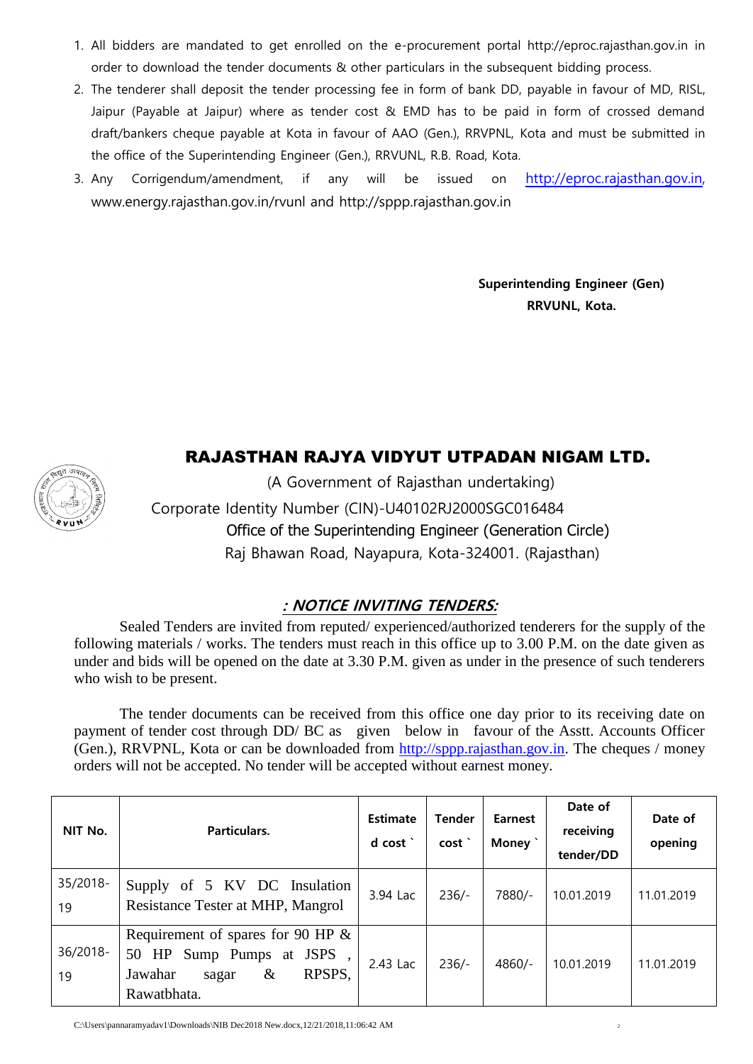1. All bidders are mandated to get enrolled on the e-procurement portal http://eproc.rajasthan.gov.in in order to download the tender documents & other particulars in the subsequent bidding process.
2. The tenderer shall deposit the tender processing fee in form of bank DD, payable in favour of MD, RISL, Jaipur (Payable at Jaipur) where as tender cost & EMD has to be paid in form of crossed demand draft/bankers cheque payable at Kota in favour of AAO (Gen.), RRVPNL, Kota and must be submitted in the office of the Superintending Engineer (Gen.), RRVUNL, R.B. Road, Kota.
3. Any Corrigendum/amendment, if any will be issued on http://eproc.rajasthan.gov.in, www.energy.rajasthan.gov.in/rvunl and http://sppp.rajasthan.gov.in

**Superintending Engineer (Gen)**
**RRVUNL, Kota.**

# RAJASTHAN RAJYA VIDYUT UTPADAN NIGAM LTD.

(A Government of Rajasthan undertaking)

Corporate Identity Number (CIN)-U40102RJ2000SGC016484

Office of the Superintending Engineer (Generation Circle)

Raj Bhawan Road, Nayapura, Kota-324001. (Rajasthan)

## ***: NOTICE INVITING TENDERS:***

Sealed Tenders are invited from reputed/ experienced/authorized tenderers for the supply of the following materials / works. The tenders must reach in this office up to 3.00 P.M. on the date given as under and bids will be opened on the date at 3.30 P.M. given as under in the presence of such tenderers who wish to be present.

The tender documents can be received from this office one day prior to its receiving date on payment of tender cost through DD/ BC as given below in favour of the Asstt. Accounts Officer (Gen.), RRVPNL, Kota or can be downloaded from http://sppp.rajasthan.gov.in. The cheques / money orders will not be accepted. No tender will be accepted without earnest money.

| NIT No. | Particulars. | Estimated cost ` | Tender cost ` | Earnest Money ` | Date of receiving tender/DD | Date of opening |
|---|---|---|---|---|---|---|
| 35/2018-19 | Supply of 5 KV DC Insulation Resistance Tester at MHP, Mangrol | 3.94 Lac | 236/- | 7880/- | 10.01.2019 | 11.01.2019 |
| 36/2018-19 | Requirement of spares for 90 HP & 50 HP Sump Pumps at JSPS , Jawahar sagar & RPSPS, Rawatbhata. | 2.43 Lac | 236/- | 4860/- | 10.01.2019 | 11.01.2019 |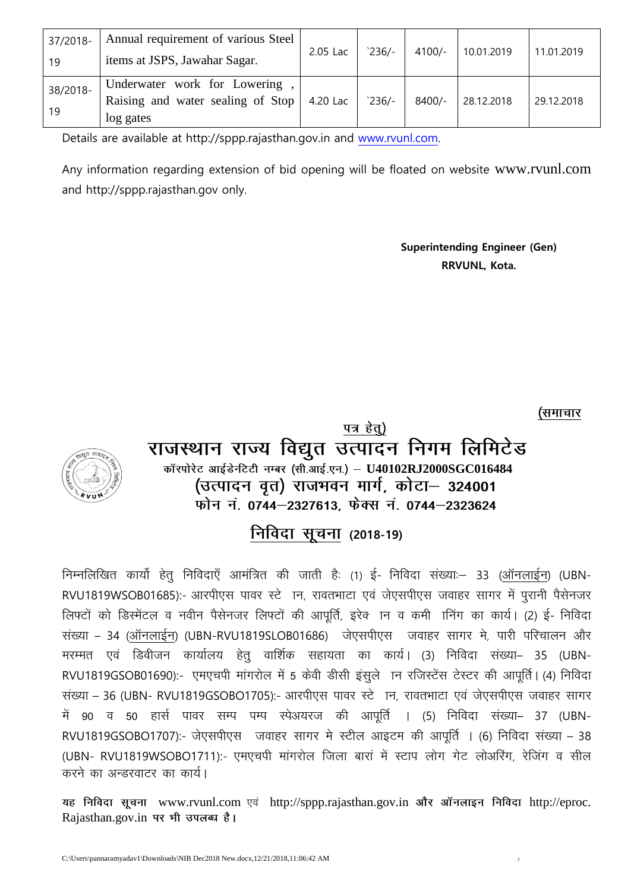| | | | | | | |
|---|---|---|---|---|---|---|
| 37/2018-19 | Annual requirement of various Steel items at JSPS, Jawahar Sagar. | 2.05 Lac | `236/- | 4100/- | 10.01.2019 | 11.01.2019 |
| 38/2018-19 | Underwater work for Lowering , Raising and water sealing of Stop log gates | 4.20 Lac | `236/- | 8400/- | 28.12.2018 | 29.12.2018 |

Details are available at http://sppp.rajasthan.gov.in and www.rvunl.com.

Any information regarding extension of bid opening will be floated on website www.rvunl.com and http://sppp.rajasthan.gov only.

**Superintending Engineer (Gen)**
**RRVUNL, Kota.**

**(समाचार पत्र हेतु)**

# राजस्थान राज्य विद्युत उत्पादन निगम लिमिटेड

**कॉरपोरेट आईडेन्टिटी नम्बर (सी.आई.एन.) – U40102RJ2000SGC016484**

**(उत्पादन वृत) राजभवन मार्ग, कोटा– 324001**

**फोन नं. 0744–2327613, फेक्स नं. 0744–2323624**

## निविदा सूचना (2018-19)

निम्नलिखित कार्यो हेतु निविदाएँ आमंत्रित की जाती हैः (1) ई- निविदा संख्याः– 33 (ऑनलाईन) (UBN-RVU1819WSOB01685):- आरपीएस पावर स्टे ान, रावतभाटा एवं जेएसपीएस जवाहर सागर में पुरानी पैसेनजर लिफ्टों को डिस्मेंटल व नवीन पैसेनजर लिफ्टों की आपूर्ति, इरेक ान व कमी ानिंग का कार्य। (2) ई- निविदा संख्या – 34 (ऑनलाईन) (UBN-RVU1819SLOB01686) जेएसपीएस जवाहर सागर मे, पारी परिचालन और मरम्मत एवं डिवीजन कार्यालय हेतु वार्शिक सहायता का कार्य। (3) निविदा संख्या– 35 (UBN-RVU1819GSOB01690):- एमएचपी मांगरोल में 5 केवी डीसी इंसुले ान रजिस्टेंस टेस्टर की आपूर्ति। (4) निविदा संख्या – 36 (UBN- RVU1819GSOBO1705):- आरपीएस पावर स्टे ान, रावतभाटा एवं जेएसपीएस जवाहर सागर में 90 व 50 हार्स पावर सम्प पम्प स्पेअयरज की आपूर्ति । (5) निविदा संख्या– 37 (UBN-RVU1819GSOBO1707):- जेएसपीएस जवाहर सागर मे स्टील आइटम की आपूर्ति । (6) निविदा संख्या – 38 (UBN- RVU1819WSOBO1711):- एमएचपी मांगरोल जिला बारां में स्टाप लोग गेट लोअरिंग, रेजिंग व सील करने का अन्डरवाटर का कार्य।

**यह निविदा सूचना** www.rvunl.com एवं http://sppp.rajasthan.gov.in **और ऑनलाइन निविदा** http://eproc. Rajasthan.gov.in **पर भी उपलब्ध है।**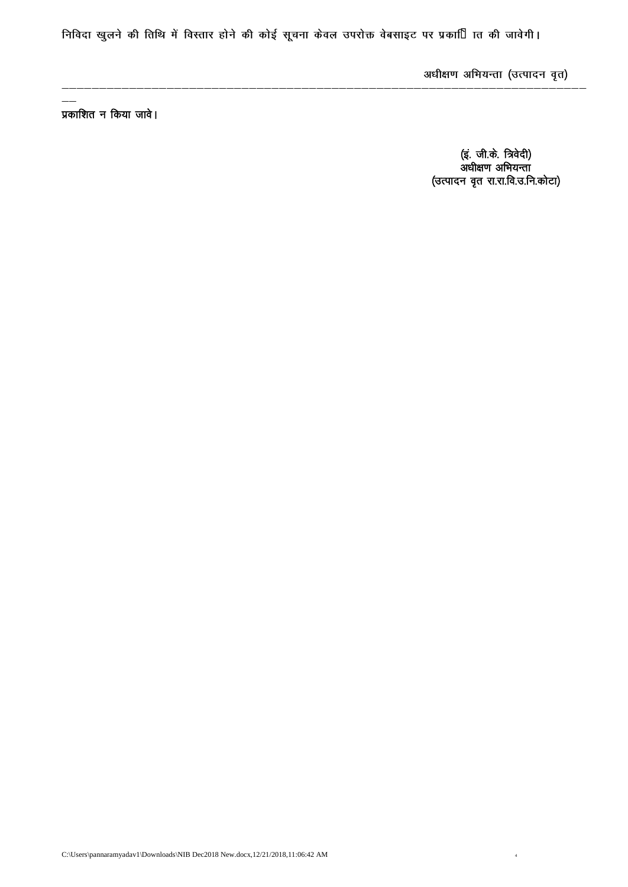निविदा खुलने की तिथि में विस्तार होने की कोई सूचना केवल उपरोक्त वेबसाइट पर प्रकाशित की जावेगी।

अधीक्षण अभियन्ता (उत्पादन वृत)

---

प्रकाशित न किया जावे।

(इं. जी.के. त्रिवेदी)
अधीक्षण अभियन्ता
(उत्पादन वृत रा.रा.वि.उ.नि.कोटा)

C:\Users\pannaramyadav1\Downloads\NIB Dec2018 New.docx,12/21/2018,11:06:42 AM